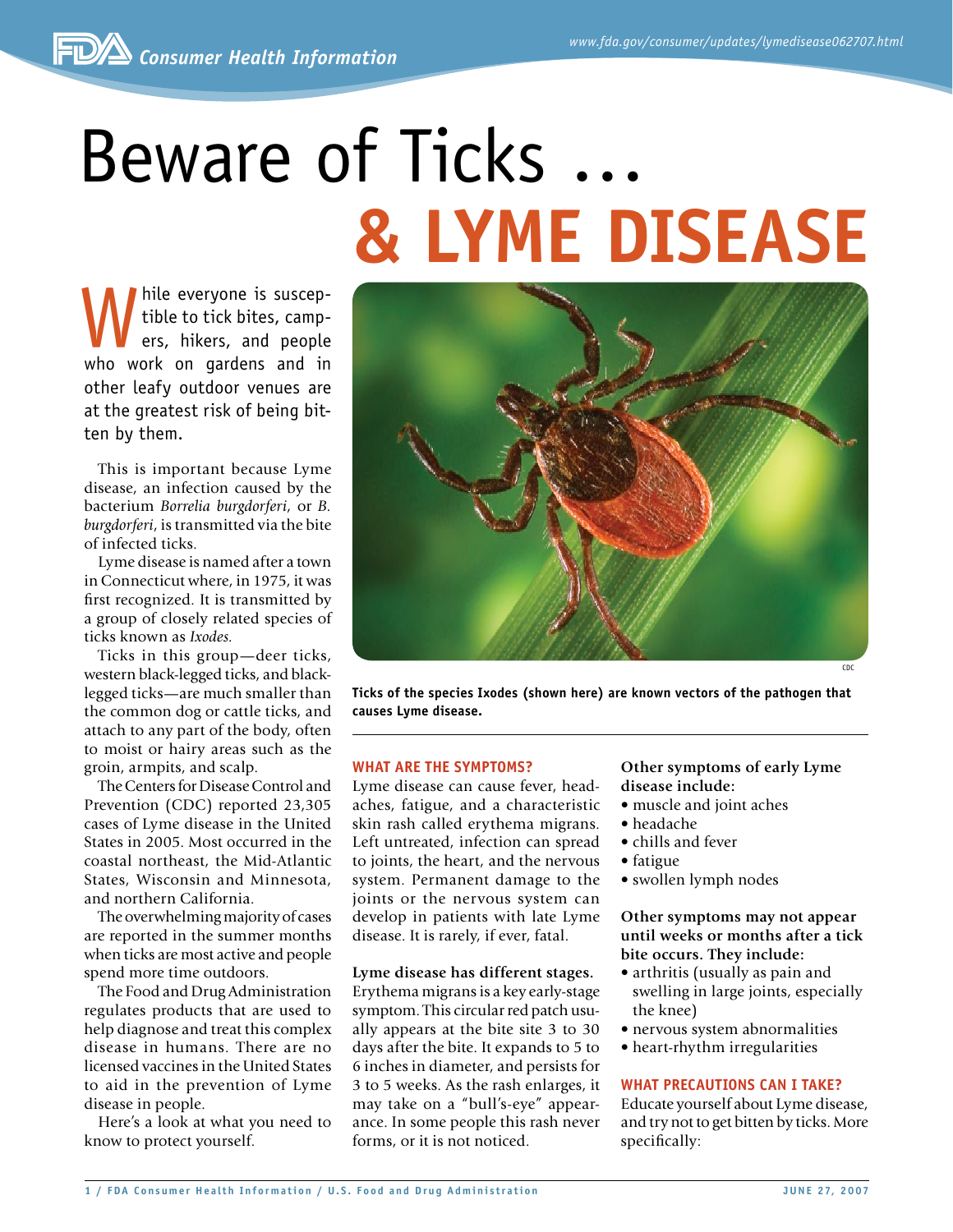# Beware of Ticks ... & LYME DISEASE

While everyone is susceptible to tick bites, campers, hikers, and people who work on gardens and in other leafy outdoor venues are at the greatest risk of being bitten by them.

This is important because Lyme disease, an infection caused by the bacterium *Borrelia burgdorferi*, or *B. burgdorferi*, is transmitted via the bite of infected ticks.

Lyme disease is named after a town in Connecticut where, in 1975, it was first recognized. It is transmitted by a group of closely related species of ticks known as *Ixodes*.

Ticks in this group—deer ticks, western black-legged ticks, and black-legged ticks—are much smaller than the common dog or cattle ticks, and attach to any part of the body, often to moist or hairy areas such as the groin, armpits, and scalp.

The Centers for Disease Control and Prevention (CDC) reported 23,305 cases of Lyme disease in the United States in 2005. Most occurred in the coastal northeast, the Mid-Atlantic States, Wisconsin and Minnesota, and northern California.

The overwhelming majority of cases are reported in the summer months when ticks are most active and people spend more time outdoors.

The Food and Drug Administration regulates products that are used to help diagnose and treat this complex disease in humans. There are no licensed vaccines in the United States to aid in the prevention of Lyme disease in people.

Here's a look at what you need to know to protect yourself.

CDC

**Ticks of the species Ixodes (shown here) are known vectors of the pathogen that causes Lyme disease.**

## WHAT ARE THE SYMPTOMS?

Lyme disease can cause fever, headaches, fatigue, and a characteristic skin rash called erythema migrans. Left untreated, infection can spread to joints, the heart, and the nervous system. Permanent damage to the joints or the nervous system can develop in patients with late Lyme disease. It is rarely, if ever, fatal.

**Lyme disease has different stages.** Erythema migrans is a key early-stage symptom. This circular red patch usually appears at the bite site 3 to 30 days after the bite. It expands to 5 to 6 inches in diameter, and persists for 3 to 5 weeks. As the rash enlarges, it may take on a "bull's-eye" appearance. In some people this rash never forms, or it is not noticed.

**Other symptoms of early Lyme disease include:**

- muscle and joint aches
- headache
- chills and fever
- fatigue
- swollen lymph nodes

**Other symptoms may not appear until weeks or months after a tick bite occurs. They include:**

- arthritis (usually as pain and swelling in large joints, especially the knee)
- nervous system abnormalities
- heart-rhythm irregularities

## WHAT PRECAUTIONS CAN I TAKE?

Educate yourself about Lyme disease, and try not to get bitten by ticks. More specifically: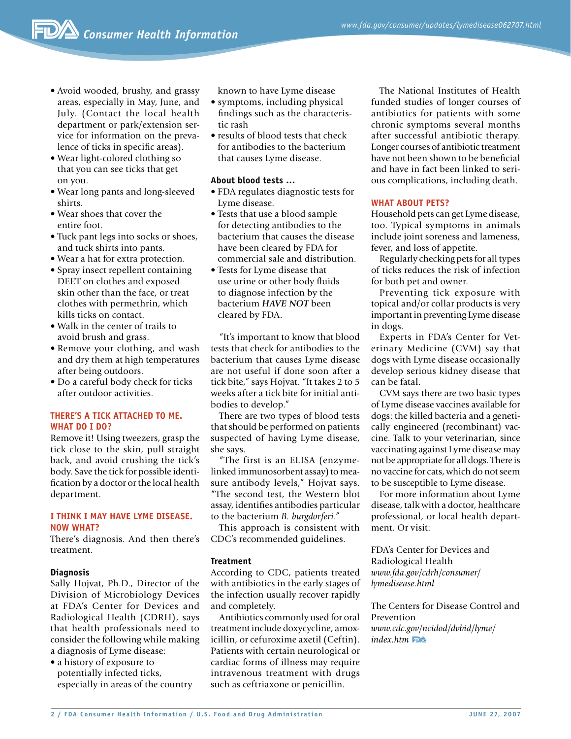- Avoid wooded, brushy, and grassy areas, especially in May, June, and July. (Contact the local health department or park/extension service for information on the prevalence of ticks in specific areas).
- Wear light-colored clothing so that you can see ticks that get on you.
- Wear long pants and long-sleeved shirts.
- Wear shoes that cover the entire foot.
- Tuck pant legs into socks or shoes, and tuck shirts into pants.
- Wear a hat for extra protection.
- Spray insect repellent containing DEET on clothes and exposed skin other than the face, or treat clothes with permethrin, which kills ticks on contact.
- Walk in the center of trails to avoid brush and grass.
- Remove your clothing, and wash and dry them at high temperatures after being outdoors.
- Do a careful body check for ticks after outdoor activities.

## THERE'S A TICK ATTACHED TO ME. WHAT DO I DO?

Remove it! Using tweezers, grasp the tick close to the skin, pull straight back, and avoid crushing the tick's body. Save the tick for possible identification by a doctor or the local health department.

## I THINK I MAY HAVE LYME DISEASE. NOW WHAT?

There's diagnosis. And then there's treatment.

### Diagnosis

Sally Hojvat, Ph.D., Director of the Division of Microbiology Devices at FDA's Center for Devices and Radiological Health (CDRH), says that health professionals need to consider the following while making a diagnosis of Lyme disease:

- a history of exposure to potentially infected ticks, especially in areas of the country known to have Lyme disease
- symptoms, including physical findings such as the characteristic rash
- results of blood tests that check for antibodies to the bacterium that causes Lyme disease.

### About blood tests ...

- FDA regulates diagnostic tests for Lyme disease.
- Tests that use a blood sample for detecting antibodies to the bacterium that causes the disease have been cleared by FDA for commercial sale and distribution.
- Tests for Lyme disease that use urine or other body fluids to diagnose infection by the bacterium ***HAVE NOT*** been cleared by FDA.

"It's important to know that blood tests that check for antibodies to the bacterium that causes Lyme disease are not useful if done soon after a tick bite," says Hojvat. "It takes 2 to 5 weeks after a tick bite for initial antibodies to develop."

There are two types of blood tests that should be performed on patients suspected of having Lyme disease, she says.

"The first is an ELISA (enzyme-linked immunosorbent assay) to measure antibody levels," Hojvat says. "The second test, the Western blot assay, identifies antibodies particular to the bacterium *B. burgdorferi*."

This approach is consistent with CDC's recommended guidelines.

### Treatment

According to CDC, patients treated with antibiotics in the early stages of the infection usually recover rapidly and completely.

Antibiotics commonly used for oral treatment include doxycycline, amoxicillin, or cefuroxime axetil (Ceftin). Patients with certain neurological or cardiac forms of illness may require intravenous treatment with drugs such as ceftriaxone or penicillin.

The National Institutes of Health funded studies of longer courses of antibiotics for patients with some chronic symptoms several months after successful antibiotic therapy. Longer courses of antibiotic treatment have not been shown to be beneficial and have in fact been linked to serious complications, including death.

## WHAT ABOUT PETS?

Household pets can get Lyme disease, too. Typical symptoms in animals include joint soreness and lameness, fever, and loss of appetite.

Regularly checking pets for all types of ticks reduces the risk of infection for both pet and owner.

Preventing tick exposure with topical and/or collar products is very important in preventing Lyme disease in dogs.

Experts in FDA's Center for Veterinary Medicine (CVM) say that dogs with Lyme disease occasionally develop serious kidney disease that can be fatal.

CVM says there are two basic types of Lyme disease vaccines available for dogs: the killed bacteria and a genetically engineered (recombinant) vaccine. Talk to your veterinarian, since vaccinating against Lyme disease may not be appropriate for all dogs. There is no vaccine for cats, which do not seem to be susceptible to Lyme disease.

For more information about Lyme disease, talk with a doctor, healthcare professional, or local health department. Or visit:

FDA's Center for Devices and Radiological Health
*www.fda.gov/cdrh/consumer/lymedisease.html*

The Centers for Disease Control and Prevention
*www.cdc.gov/ncidod/dvbid/lyme/index.htm*